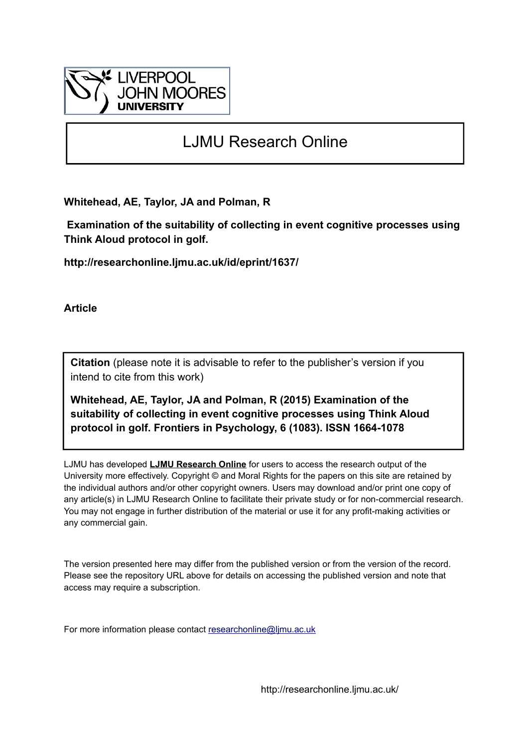# LJMU Research Online

**Whitehead, AE, Taylor, JA and Polman, R**

**Examination of the suitability of collecting in event cognitive processes using Think Aloud protocol in golf.**

**http://researchonline.ljmu.ac.uk/id/eprint/1637/**

**Article**

**Citation** (please note it is advisable to refer to the publisher's version if you intend to cite from this work)

**Whitehead, AE, Taylor, JA and Polman, R (2015) Examination of the suitability of collecting in event cognitive processes using Think Aloud protocol in golf. Frontiers in Psychology, 6 (1083). ISSN 1664-1078**

LJMU has developed **LJMU Research Online** for users to access the research output of the University more effectively. Copyright © and Moral Rights for the papers on this site are retained by the individual authors and/or other copyright owners. Users may download and/or print one copy of any article(s) in LJMU Research Online to facilitate their private study or for non-commercial research. You may not engage in further distribution of the material or use it for any profit-making activities or any commercial gain.

The version presented here may differ from the published version or from the version of the record. Please see the repository URL above for details on accessing the published version and note that access may require a subscription.

For more information please contact researchonline@ljmu.ac.uk

http://researchonline.ljmu.ac.uk/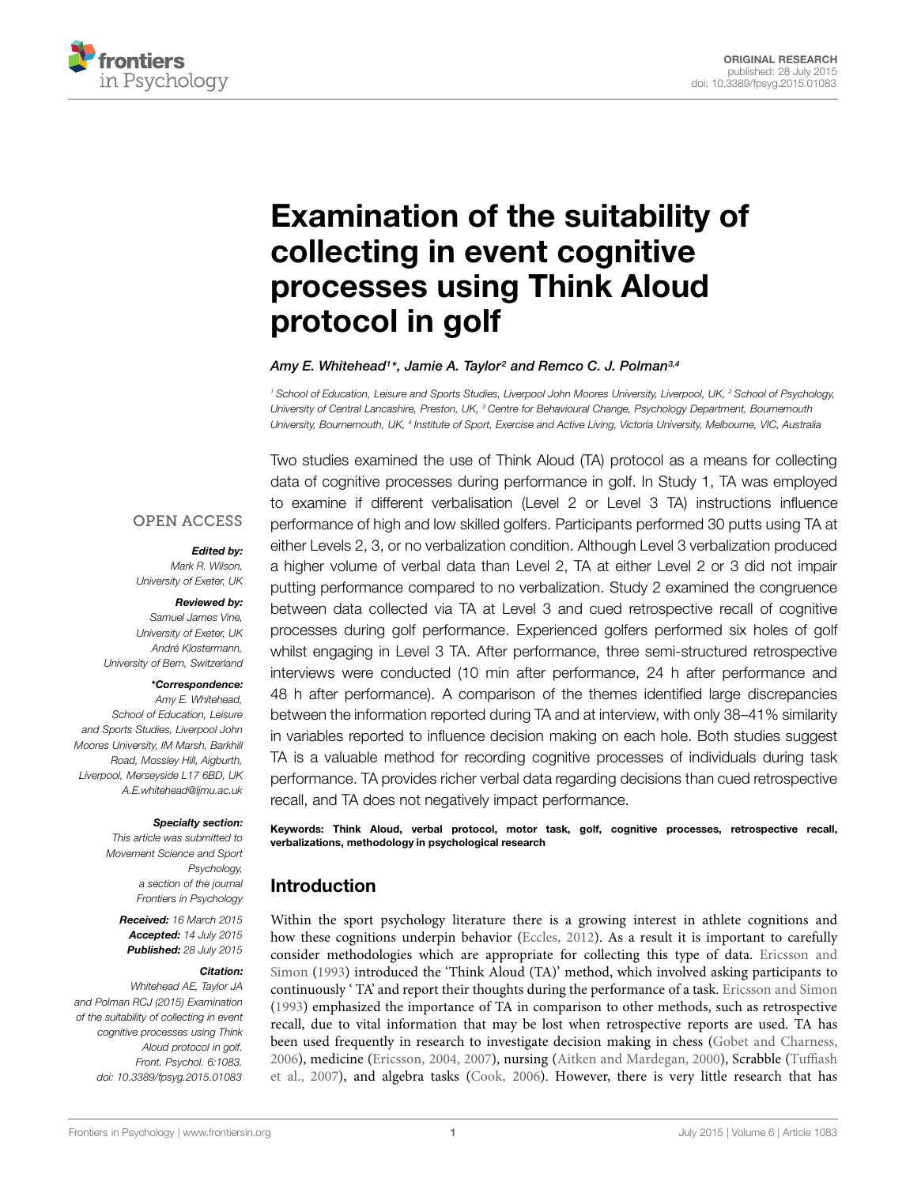# Examination of the suitability of collecting in event cognitive processes using Think Aloud protocol in golf

*Amy E. Whitehead[1]\*, Jamie A. Taylor[2] and Remco C. J. Polman[3,4]*

[1] School of Education, Leisure and Sports Studies, Liverpool John Moores University, Liverpool, UK, [2] School of Psychology, University of Central Lancashire, Preston, UK, [3] Centre for Behavioural Change, Psychology Department, Bournemouth University, Bournemouth, UK, [4] Institute of Sport, Exercise and Active Living, Victoria University, Melbourne, VIC, Australia

OPEN ACCESS

***Edited by:***
*Mark R. Wilson, University of Exeter, UK*

***Reviewed by:***
*Samuel James Vine, University of Exeter, UK*
*André Klostermann, University of Bern, Switzerland*

***\*Correspondence:***
*Amy E. Whitehead, School of Education, Leisure and Sports Studies, Liverpool John Moores University, IM Marsh, Barkhill Road, Mossley Hill, Aigburth, Liverpool, Merseyside L17 6BD, UK*
*A.E.whitehead@ljmu.ac.uk*

***Specialty section:***
*This article was submitted to Movement Science and Sport Psychology, a section of the journal Frontiers in Psychology*

***Received:*** *16 March 2015*
***Accepted:*** *14 July 2015*
***Published:*** *28 July 2015*

***Citation:***
*Whitehead AE, Taylor JA and Polman RCJ (2015) Examination of the suitability of collecting in event cognitive processes using Think Aloud protocol in golf. Front. Psychol. 6:1083. doi: 10.3389/fpsyg.2015.01083*

Two studies examined the use of Think Aloud (TA) protocol as a means for collecting data of cognitive processes during performance in golf. In Study 1, TA was employed to examine if different verbalisation (Level 2 or Level 3 TA) instructions influence performance of high and low skilled golfers. Participants performed 30 putts using TA at either Levels 2, 3, or no verbalization condition. Although Level 3 verbalization produced a higher volume of verbal data than Level 2, TA at either Level 2 or 3 did not impair putting performance compared to no verbalization. Study 2 examined the congruence between data collected via TA at Level 3 and cued retrospective recall of cognitive processes during golf performance. Experienced golfers performed six holes of golf whilst engaging in Level 3 TA. After performance, three semi-structured retrospective interviews were conducted (10 min after performance, 24 h after performance and 48 h after performance). A comparison of the themes identified large discrepancies between the information reported during TA and at interview, with only 38–41% similarity in variables reported to influence decision making on each hole. Both studies suggest TA is a valuable method for recording cognitive processes of individuals during task performance. TA provides richer verbal data regarding decisions than cued retrospective recall, and TA does not negatively impact performance.

**Keywords: Think Aloud, verbal protocol, motor task, golf, cognitive processes, retrospective recall, verbalizations, methodology in psychological research**

## Introduction

Within the sport psychology literature there is a growing interest in athlete cognitions and how these cognitions underpin behavior (Eccles, 2012). As a result it is important to carefully consider methodologies which are appropriate for collecting this type of data. Ericsson and Simon (1993) introduced the 'Think Aloud (TA)' method, which involved asking participants to continuously ' TA' and report their thoughts during the performance of a task. Ericsson and Simon (1993) emphasized the importance of TA in comparison to other methods, such as retrospective recall, due to vital information that may be lost when retrospective reports are used. TA has been used frequently in research to investigate decision making in chess (Gobet and Charness, 2006), medicine (Ericsson, 2004, 2007), nursing (Aitken and Mardegan, 2000), Scrabble (Tuffiash et al., 2007), and algebra tasks (Cook, 2006). However, there is very little research that has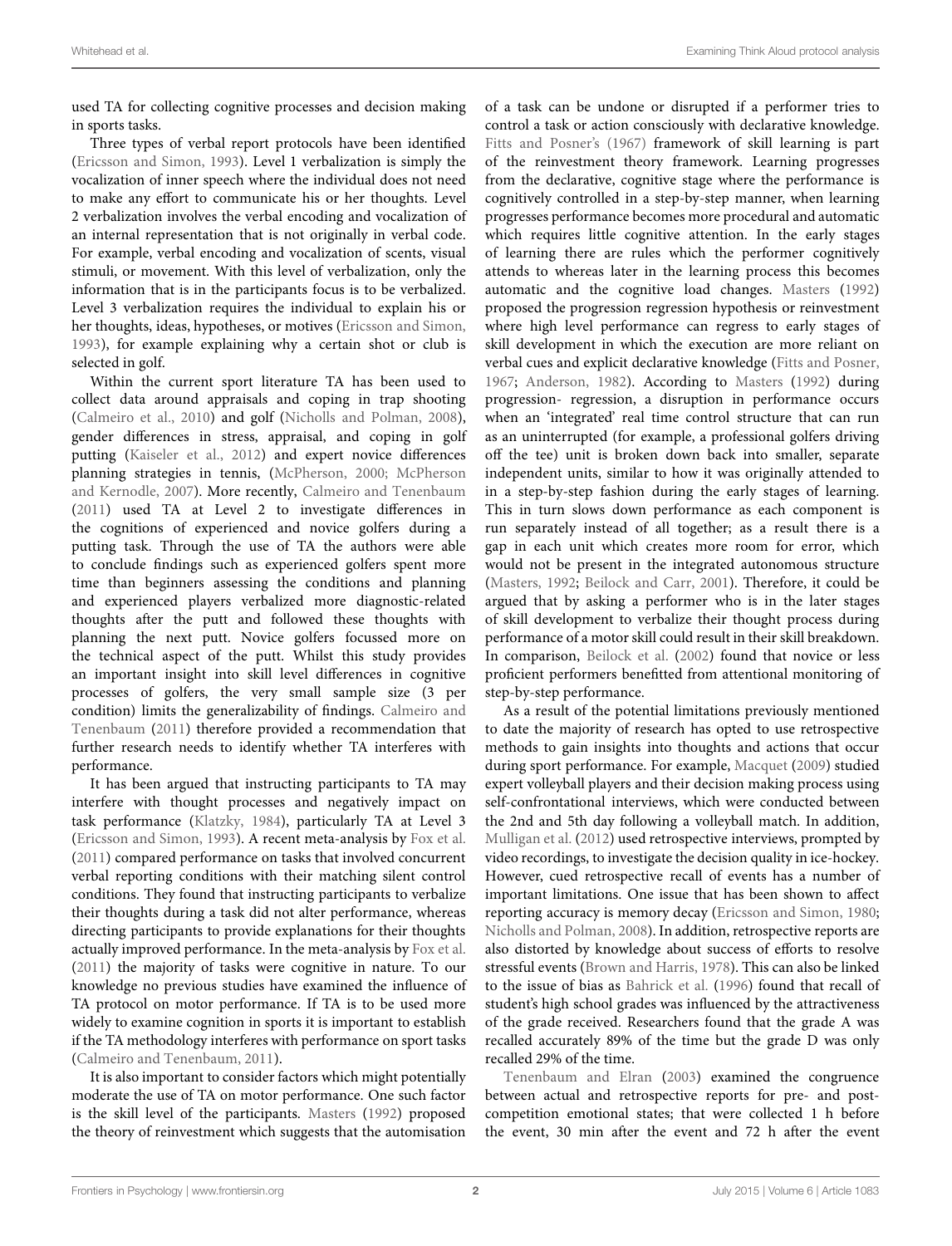used TA for collecting cognitive processes and decision making in sports tasks.

Three types of verbal report protocols have been identified (Ericsson and Simon, 1993). Level 1 verbalization is simply the vocalization of inner speech where the individual does not need to make any effort to communicate his or her thoughts. Level 2 verbalization involves the verbal encoding and vocalization of an internal representation that is not originally in verbal code. For example, verbal encoding and vocalization of scents, visual stimuli, or movement. With this level of verbalization, only the information that is in the participants focus is to be verbalized. Level 3 verbalization requires the individual to explain his or her thoughts, ideas, hypotheses, or motives (Ericsson and Simon, 1993), for example explaining why a certain shot or club is selected in golf.

Within the current sport literature TA has been used to collect data around appraisals and coping in trap shooting (Calmeiro et al., 2010) and golf (Nicholls and Polman, 2008), gender differences in stress, appraisal, and coping in golf putting (Kaiseler et al., 2012) and expert novice differences planning strategies in tennis, (McPherson, 2000; McPherson and Kernodle, 2007). More recently, Calmeiro and Tenenbaum (2011) used TA at Level 2 to investigate differences in the cognitions of experienced and novice golfers during a putting task. Through the use of TA the authors were able to conclude findings such as experienced golfers spent more time than beginners assessing the conditions and planning and experienced players verbalized more diagnostic-related thoughts after the putt and followed these thoughts with planning the next putt. Novice golfers focussed more on the technical aspect of the putt. Whilst this study provides an important insight into skill level differences in cognitive processes of golfers, the very small sample size (3 per condition) limits the generalizability of findings. Calmeiro and Tenenbaum (2011) therefore provided a recommendation that further research needs to identify whether TA interferes with performance.

It has been argued that instructing participants to TA may interfere with thought processes and negatively impact on task performance (Klatzky, 1984), particularly TA at Level 3 (Ericsson and Simon, 1993). A recent meta-analysis by Fox et al. (2011) compared performance on tasks that involved concurrent verbal reporting conditions with their matching silent control conditions. They found that instructing participants to verbalize their thoughts during a task did not alter performance, whereas directing participants to provide explanations for their thoughts actually improved performance. In the meta-analysis by Fox et al. (2011) the majority of tasks were cognitive in nature. To our knowledge no previous studies have examined the influence of TA protocol on motor performance. If TA is to be used more widely to examine cognition in sports it is important to establish if the TA methodology interferes with performance on sport tasks (Calmeiro and Tenenbaum, 2011).

It is also important to consider factors which might potentially moderate the use of TA on motor performance. One such factor is the skill level of the participants. Masters (1992) proposed the theory of reinvestment which suggests that the automisation of a task can be undone or disrupted if a performer tries to control a task or action consciously with declarative knowledge. Fitts and Posner's (1967) framework of skill learning is part of the reinvestment theory framework. Learning progresses from the declarative, cognitive stage where the performance is cognitively controlled in a step-by-step manner, when learning progresses performance becomes more procedural and automatic which requires little cognitive attention. In the early stages of learning there are rules which the performer cognitively attends to whereas later in the learning process this becomes automatic and the cognitive load changes. Masters (1992) proposed the progression regression hypothesis or reinvestment where high level performance can regress to early stages of skill development in which the execution are more reliant on verbal cues and explicit declarative knowledge (Fitts and Posner, 1967; Anderson, 1982). According to Masters (1992) during progression- regression, a disruption in performance occurs when an 'integrated' real time control structure that can run as an uninterrupted (for example, a professional golfers driving off the tee) unit is broken down back into smaller, separate independent units, similar to how it was originally attended to in a step-by-step fashion during the early stages of learning. This in turn slows down performance as each component is run separately instead of all together; as a result there is a gap in each unit which creates more room for error, which would not be present in the integrated autonomous structure (Masters, 1992; Beilock and Carr, 2001). Therefore, it could be argued that by asking a performer who is in the later stages of skill development to verbalize their thought process during performance of a motor skill could result in their skill breakdown. In comparison, Beilock et al. (2002) found that novice or less proficient performers benefitted from attentional monitoring of step-by-step performance.

As a result of the potential limitations previously mentioned to date the majority of research has opted to use retrospective methods to gain insights into thoughts and actions that occur during sport performance. For example, Macquet (2009) studied expert volleyball players and their decision making process using self-confrontational interviews, which were conducted between the 2nd and 5th day following a volleyball match. In addition, Mulligan et al. (2012) used retrospective interviews, prompted by video recordings, to investigate the decision quality in ice-hockey. However, cued retrospective recall of events has a number of important limitations. One issue that has been shown to affect reporting accuracy is memory decay (Ericsson and Simon, 1980; Nicholls and Polman, 2008). In addition, retrospective reports are also distorted by knowledge about success of efforts to resolve stressful events (Brown and Harris, 1978). This can also be linked to the issue of bias as Bahrick et al. (1996) found that recall of student's high school grades was influenced by the attractiveness of the grade received. Researchers found that the grade A was recalled accurately 89% of the time but the grade D was only recalled 29% of the time.

Tenenbaum and Elran (2003) examined the congruence between actual and retrospective reports for pre- and post-competition emotional states; that were collected 1 h before the event, 30 min after the event and 72 h after the event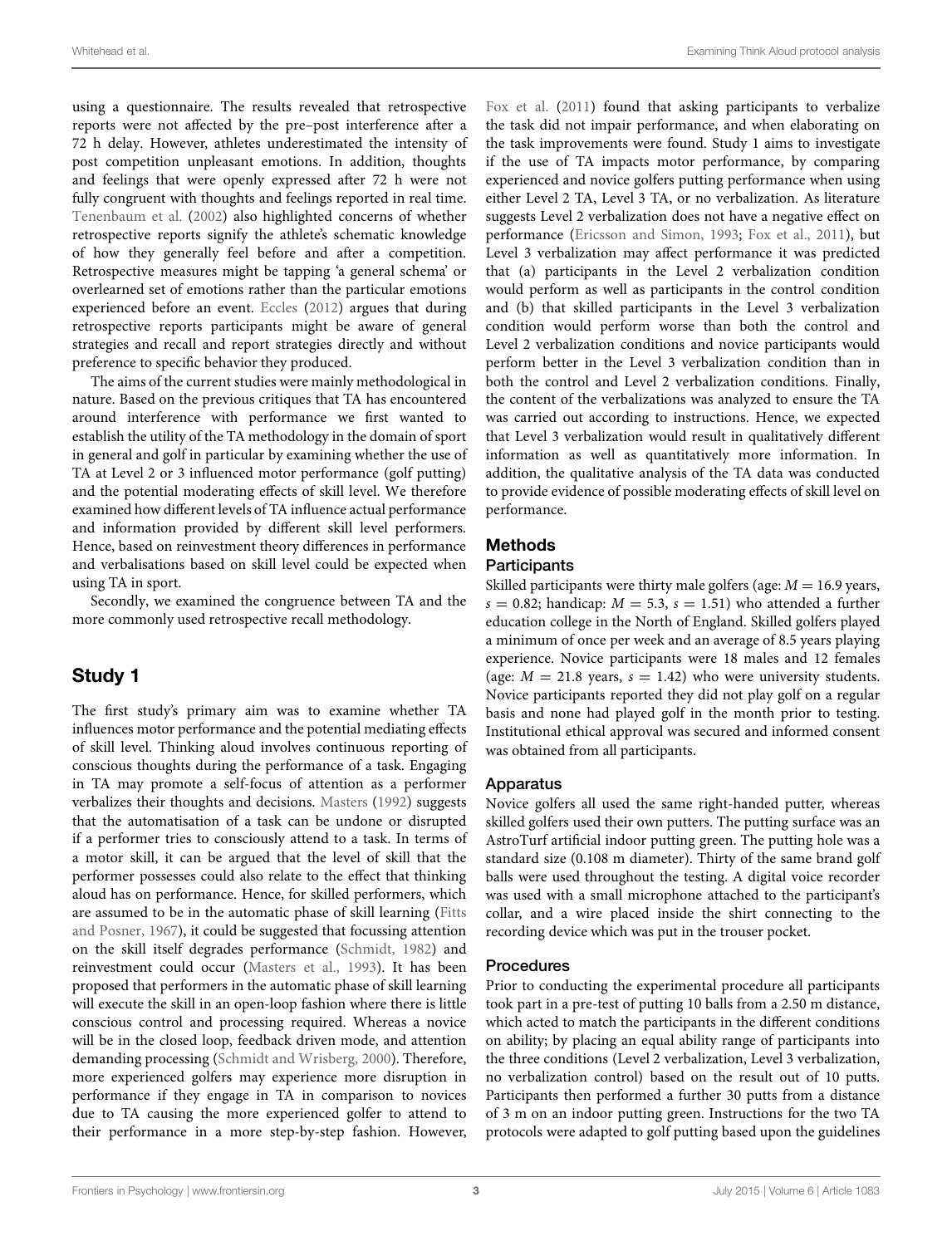using a questionnaire. The results revealed that retrospective reports were not affected by the pre–post interference after a 72 h delay. However, athletes underestimated the intensity of post competition unpleasant emotions. In addition, thoughts and feelings that were openly expressed after 72 h were not fully congruent with thoughts and feelings reported in real time. Tenenbaum et al. (2002) also highlighted concerns of whether retrospective reports signify the athlete's schematic knowledge of how they generally feel before and after a competition. Retrospective measures might be tapping 'a general schema' or overlearned set of emotions rather than the particular emotions experienced before an event. Eccles (2012) argues that during retrospective reports participants might be aware of general strategies and recall and report strategies directly and without preference to specific behavior they produced.

The aims of the current studies were mainly methodological in nature. Based on the previous critiques that TA has encountered around interference with performance we first wanted to establish the utility of the TA methodology in the domain of sport in general and golf in particular by examining whether the use of TA at Level 2 or 3 influenced motor performance (golf putting) and the potential moderating effects of skill level. We therefore examined how different levels of TA influence actual performance and information provided by different skill level performers. Hence, based on reinvestment theory differences in performance and verbalisations based on skill level could be expected when using TA in sport.

Secondly, we examined the congruence between TA and the more commonly used retrospective recall methodology.

## Study 1

The first study's primary aim was to examine whether TA influences motor performance and the potential mediating effects of skill level. Thinking aloud involves continuous reporting of conscious thoughts during the performance of a task. Engaging in TA may promote a self-focus of attention as a performer verbalizes their thoughts and decisions. Masters (1992) suggests that the automatisation of a task can be undone or disrupted if a performer tries to consciously attend to a task. In terms of a motor skill, it can be argued that the level of skill that the performer possesses could also relate to the effect that thinking aloud has on performance. Hence, for skilled performers, which are assumed to be in the automatic phase of skill learning (Fitts and Posner, 1967), it could be suggested that focussing attention on the skill itself degrades performance (Schmidt, 1982) and reinvestment could occur (Masters et al., 1993). It has been proposed that performers in the automatic phase of skill learning will execute the skill in an open-loop fashion where there is little conscious control and processing required. Whereas a novice will be in the closed loop, feedback driven mode, and attention demanding processing (Schmidt and Wrisberg, 2000). Therefore, more experienced golfers may experience more disruption in performance if they engage in TA in comparison to novices due to TA causing the more experienced golfer to attend to their performance in a more step-by-step fashion. However, Fox et al. (2011) found that asking participants to verbalize the task did not impair performance, and when elaborating on the task improvements were found. Study 1 aims to investigate if the use of TA impacts motor performance, by comparing experienced and novice golfers putting performance when using either Level 2 TA, Level 3 TA, or no verbalization. As literature suggests Level 2 verbalization does not have a negative effect on performance (Ericsson and Simon, 1993; Fox et al., 2011), but Level 3 verbalization may affect performance it was predicted that (a) participants in the Level 2 verbalization condition would perform as well as participants in the control condition and (b) that skilled participants in the Level 3 verbalization condition would perform worse than both the control and Level 2 verbalization conditions and novice participants would perform better in the Level 3 verbalization condition than in both the control and Level 2 verbalization conditions. Finally, the content of the verbalizations was analyzed to ensure the TA was carried out according to instructions. Hence, we expected that Level 3 verbalization would result in qualitatively different information as well as quantitatively more information. In addition, the qualitative analysis of the TA data was conducted to provide evidence of possible moderating effects of skill level on performance.

### Methods

#### Participants

Skilled participants were thirty male golfers (age: $M = 16.9$ years, $s = 0.82$; handicap: $M = 5.3$, $s = 1.51$) who attended a further education college in the North of England. Skilled golfers played a minimum of once per week and an average of 8.5 years playing experience. Novice participants were 18 males and 12 females (age: $M = 21.8$ years, $s = 1.42$) who were university students. Novice participants reported they did not play golf on a regular basis and none had played golf in the month prior to testing. Institutional ethical approval was secured and informed consent was obtained from all participants.

#### Apparatus

Novice golfers all used the same right-handed putter, whereas skilled golfers used their own putters. The putting surface was an AstroTurf artificial indoor putting green. The putting hole was a standard size (0.108 m diameter). Thirty of the same brand golf balls were used throughout the testing. A digital voice recorder was used with a small microphone attached to the participant's collar, and a wire placed inside the shirt connecting to the recording device which was put in the trouser pocket.

#### Procedures

Prior to conducting the experimental procedure all participants took part in a pre-test of putting 10 balls from a 2.50 m distance, which acted to match the participants in the different conditions on ability; by placing an equal ability range of participants into the three conditions (Level 2 verbalization, Level 3 verbalization, no verbalization control) based on the result out of 10 putts. Participants then performed a further 30 putts from a distance of 3 m on an indoor putting green. Instructions for the two TA protocols were adapted to golf putting based upon the guidelines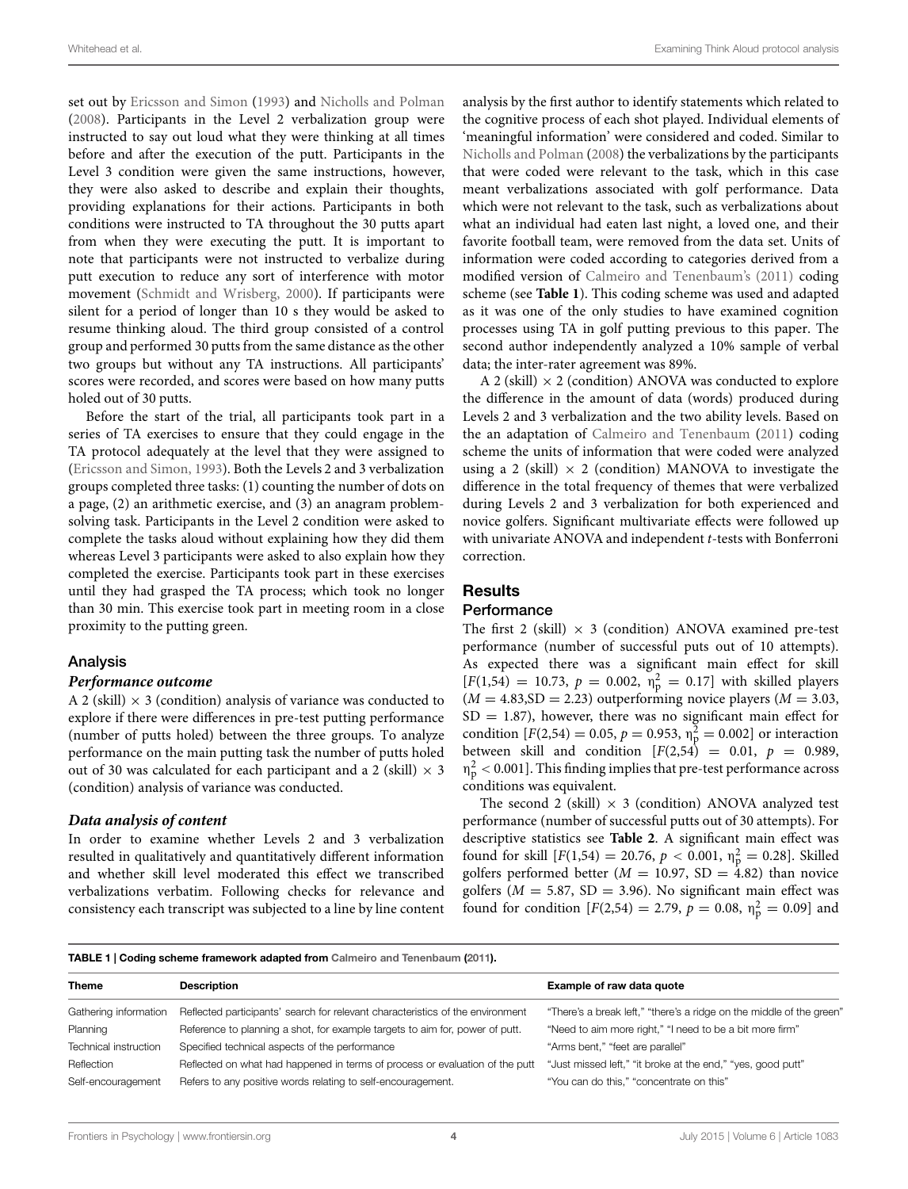set out by Ericsson and Simon (1993) and Nicholls and Polman (2008). Participants in the Level 2 verbalization group were instructed to say out loud what they were thinking at all times before and after the execution of the putt. Participants in the Level 3 condition were given the same instructions, however, they were also asked to describe and explain their thoughts, providing explanations for their actions. Participants in both conditions were instructed to TA throughout the 30 putts apart from when they were executing the putt. It is important to note that participants were not instructed to verbalize during putt execution to reduce any sort of interference with motor movement (Schmidt and Wrisberg, 2000). If participants were silent for a period of longer than 10 s they would be asked to resume thinking aloud. The third group consisted of a control group and performed 30 putts from the same distance as the other two groups but without any TA instructions. All participants' scores were recorded, and scores were based on how many putts holed out of 30 putts.

Before the start of the trial, all participants took part in a series of TA exercises to ensure that they could engage in the TA protocol adequately at the level that they were assigned to (Ericsson and Simon, 1993). Both the Levels 2 and 3 verbalization groups completed three tasks: (1) counting the number of dots on a page, (2) an arithmetic exercise, and (3) an anagram problem-solving task. Participants in the Level 2 condition were asked to complete the tasks aloud without explaining how they did them whereas Level 3 participants were asked to also explain how they completed the exercise. Participants took part in these exercises until they had grasped the TA process; which took no longer than 30 min. This exercise took part in meeting room in a close proximity to the putting green.

## Analysis

### *Performance outcome*

A 2 (skill) × 3 (condition) analysis of variance was conducted to explore if there were differences in pre-test putting performance (number of putts holed) between the three groups. To analyze performance on the main putting task the number of putts holed out of 30 was calculated for each participant and a 2 (skill) × 3 (condition) analysis of variance was conducted.

### *Data analysis of content*

In order to examine whether Levels 2 and 3 verbalization resulted in qualitatively and quantitatively different information and whether skill level moderated this effect we transcribed verbalizations verbatim. Following checks for relevance and consistency each transcript was subjected to a line by line content analysis by the first author to identify statements which related to the cognitive process of each shot played. Individual elements of 'meaningful information' were considered and coded. Similar to Nicholls and Polman (2008) the verbalizations by the participants that were coded were relevant to the task, which in this case meant verbalizations associated with golf performance. Data which were not relevant to the task, such as verbalizations about what an individual had eaten last night, a loved one, and their favorite football team, were removed from the data set. Units of information were coded according to categories derived from a modified version of Calmeiro and Tenenbaum's (2011) coding scheme (see **Table 1**). This coding scheme was used and adapted as it was one of the only studies to have examined cognition processes using TA in golf putting previous to this paper. The second author independently analyzed a 10% sample of verbal data; the inter-rater agreement was 89%.

A 2 (skill) × 2 (condition) ANOVA was conducted to explore the difference in the amount of data (words) produced during Levels 2 and 3 verbalization and the two ability levels. Based on the an adaptation of Calmeiro and Tenenbaum (2011) coding scheme the units of information that were coded were analyzed using a 2 (skill) × 2 (condition) MANOVA to investigate the difference in the total frequency of themes that were verbalized during Levels 2 and 3 verbalization for both experienced and novice golfers. Significant multivariate effects were followed up with univariate ANOVA and independent *t*-tests with Bonferroni correction.

## Results

### Performance

The first 2 (skill) × 3 (condition) ANOVA examined pre-test performance (number of successful puts out of 10 attempts). As expected there was a significant main effect for skill [$F(1,54) = 10.73$, $p = 0.002$, $\eta_p^2 = 0.17$] with skilled players ($M = 4.83$, $SD = 2.23$) outperforming novice players ($M = 3.03$, $SD = 1.87$), however, there was no significant main effect for condition [$F(2,54) = 0.05$, $p = 0.953$, $\eta_p^2 = 0.002$] or interaction between skill and condition [$F(2,54) = 0.01$, $p = 0.989$, $\eta_p^2 < 0.001$]. This finding implies that pre-test performance across conditions was equivalent.

The second 2 (skill) × 3 (condition) ANOVA analyzed test performance (number of successful putts out of 30 attempts). For descriptive statistics see **Table 2**. A significant main effect was found for skill [$F(1,54) = 20.76$, $p < 0.001$, $\eta_p^2 = 0.28$]. Skilled golfers performed better ($M = 10.97$, $SD = 4.82$) than novice golfers ($M = 5.87$, $SD = 3.96$). No significant main effect was found for condition [$F(2,54) = 2.79$, $p = 0.08$, $\eta_p^2 = 0.09$] and

**TABLE 1 | Coding scheme framework adapted from Calmeiro and Tenenbaum (2011).**

| Theme | Description | Example of raw data quote |
|---|---|---|
| Gathering information | Reflected participants' search for relevant characteristics of the environment | "There's a break left," "there's a ridge on the middle of the green" |
| Planning | Reference to planning a shot, for example targets to aim for, power of putt. | "Need to aim more right," "I need to be a bit more firm" |
| Technical instruction | Specified technical aspects of the performance | "Arms bent," "feet are parallel" |
| Reflection | Reflected on what had happened in terms of process or evaluation of the putt | "Just missed left," "it broke at the end," "yes, good putt" |
| Self-encouragement | Refers to any positive words relating to self-encouragement. | "You can do this," "concentrate on this" |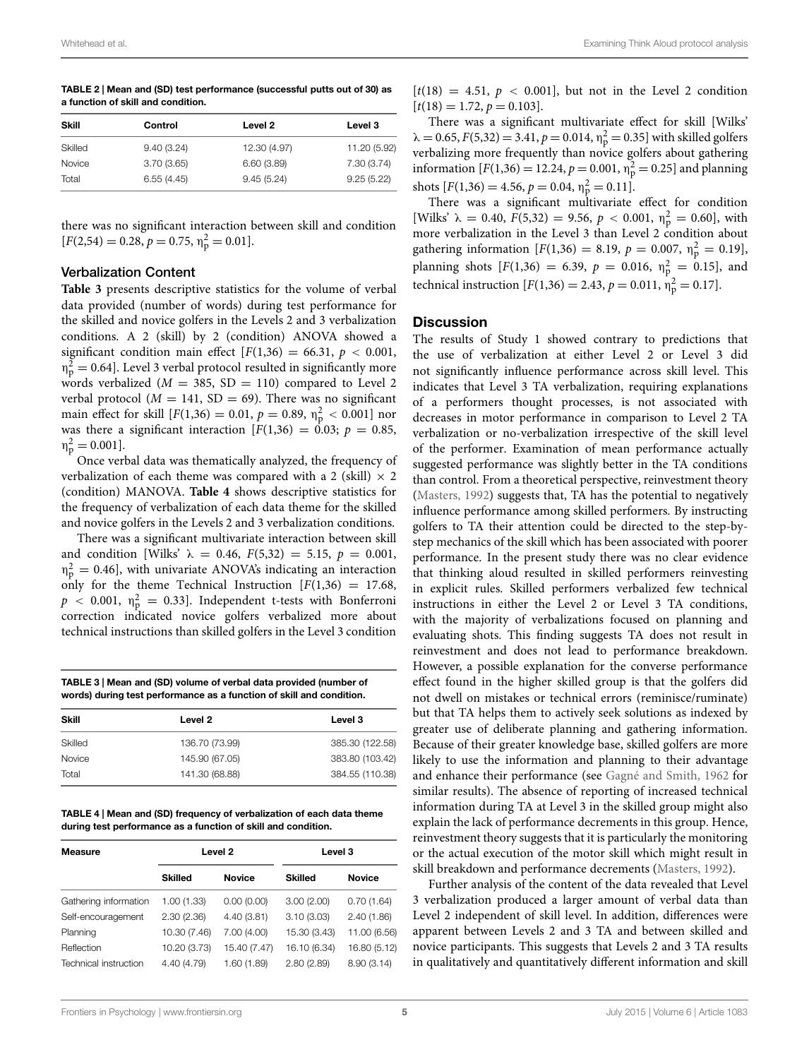**TABLE 2 | Mean and (SD) test performance (successful putts out of 30) as a function of skill and condition.**

| Skill | Control | Level 2 | Level 3 |
|---|---|---|---|
| Skilled | 9.40 (3.24) | 12.30 (4.97) | 11.20 (5.92) |
| Novice | 3.70 (3.65) | 6.60 (3.89) | 7.30 (3.74) |
| Total | 6.55 (4.45) | 9.45 (5.24) | 9.25 (5.22) |

there was no significant interaction between skill and condition [$F(2,54) = 0.28$, $p = 0.75$, $\eta_p^2 = 0.01$].

### Verbalization Content

**Table 3** presents descriptive statistics for the volume of verbal data provided (number of words) during test performance for the skilled and novice golfers in the Levels 2 and 3 verbalization conditions. A 2 (skill) by 2 (condition) ANOVA showed a significant condition main effect [$F(1,36) = 66.31$, $p < 0.001$, $\eta_p^2 = 0.64$]. Level 3 verbal protocol resulted in significantly more words verbalized ($M = 385$, $SD = 110$) compared to Level 2 verbal protocol ($M = 141$, $SD = 69$). There was no significant main effect for skill [$F(1,36) = 0.01$, $p = 0.89$, $\eta_p^2 < 0.001$] nor was there a significant interaction [$F(1,36) = 0.03$; $p = 0.85$, $\eta_p^2 = 0.001$].

Once verbal data was thematically analyzed, the frequency of verbalization of each theme was compared with a 2 (skill) × 2 (condition) MANOVA. **Table 4** shows descriptive statistics for the frequency of verbalization of each data theme for the skilled and novice golfers in the Levels 2 and 3 verbalization conditions.

There was a significant multivariate interaction between skill and condition [Wilks' $\lambda = 0.46$, $F(5,32) = 5.15$, $p = 0.001$, $\eta_p^2 = 0.46$], with univariate ANOVA's indicating an interaction only for the theme Technical Instruction [$F(1,36) = 17.68$, $p < 0.001$, $\eta_p^2 = 0.33$]. Independent t-tests with Bonferroni correction indicated novice golfers verbalized more about technical instructions than skilled golfers in the Level 3 condition

**TABLE 3 | Mean and (SD) volume of verbal data provided (number of words) during test performance as a function of skill and condition.**

| Skill | Level 2 | Level 3 |
|---|---|---|
| Skilled | 136.70 (73.99) | 385.30 (122.58) |
| Novice | 145.90 (67.05) | 383.80 (103.42) |
| Total | 141.30 (68.88) | 384.55 (110.38) |

**TABLE 4 | Mean and (SD) frequency of verbalization of each data theme during test performance as a function of skill and condition.**

| Measure | Level 2 | | Level 3 | |
|---|---|---|---|---|
| | Skilled | Novice | Skilled | Novice |
| Gathering information | 1.00 (1.33) | 0.00 (0.00) | 3.00 (2.00) | 0.70 (1.64) |
| Self-encouragement | 2.30 (2.36) | 4.40 (3.81) | 3.10 (3.03) | 2.40 (1.86) |
| Planning | 10.30 (7.46) | 7.00 (4.00) | 15.30 (3.43) | 11.00 (6.56) |
| Reflection | 10.20 (3.73) | 15.40 (7.47) | 16.10 (6.34) | 16.80 (5.12) |
| Technical instruction | 4.40 (4.79) | 1.60 (1.89) | 2.80 (2.89) | 8.90 (3.14) |

[$t(18) = 4.51$, $p < 0.001$], but not in the Level 2 condition [$t(18) = 1.72$, $p = 0.103$].

There was a significant multivariate effect for skill [Wilks' $\lambda = 0.65$, $F(5,32) = 3.41$, $p = 0.014$, $\eta_p^2 = 0.35$] with skilled golfers verbalizing more frequently than novice golfers about gathering information [$F(1,36) = 12.24$, $p = 0.001$, $\eta_p^2 = 0.25$] and planning shots [$F(1,36) = 4.56$, $p = 0.04$, $\eta_p^2 = 0.11$].

There was a significant multivariate effect for condition [Wilks' $\lambda = 0.40$, $F(5,32) = 9.56$, $p < 0.001$, $\eta_p^2 = 0.60$], with more verbalization in the Level 3 than Level 2 condition about gathering information [$F(1,36) = 8.19$, $p = 0.007$, $\eta_p^2 = 0.19$], planning shots [$F(1,36) = 6.39$, $p = 0.016$, $\eta_p^2 = 0.15$], and technical instruction [$F(1,36) = 2.43$, $p = 0.011$, $\eta_p^2 = 0.17$].

## Discussion

The results of Study 1 showed contrary to predictions that the use of verbalization at either Level 2 or Level 3 did not significantly influence performance across skill level. This indicates that Level 3 TA verbalization, requiring explanations of a performers thought processes, is not associated with decreases in motor performance in comparison to Level 2 TA verbalization or no-verbalization irrespective of the skill level of the performer. Examination of mean performance actually suggested performance was slightly better in the TA conditions than control. From a theoretical perspective, reinvestment theory (Masters, 1992) suggests that, TA has the potential to negatively influence performance among skilled performers. By instructing golfers to TA their attention could be directed to the step-by-step mechanics of the skill which has been associated with poorer performance. In the present study there was no clear evidence that thinking aloud resulted in skilled performers reinvesting in explicit rules. Skilled performers verbalized few technical instructions in either the Level 2 or Level 3 TA conditions, with the majority of verbalizations focused on planning and evaluating shots. This finding suggests TA does not result in reinvestment and does not lead to performance breakdown. However, a possible explanation for the converse performance effect found in the higher skilled group is that the golfers did not dwell on mistakes or technical errors (reminisce/ruminate) but that TA helps them to actively seek solutions as indexed by greater use of deliberate planning and gathering information. Because of their greater knowledge base, skilled golfers are more likely to use the information and planning to their advantage and enhance their performance (see Gagné and Smith, 1962 for similar results). The absence of reporting of increased technical information during TA at Level 3 in the skilled group might also explain the lack of performance decrements in this group. Hence, reinvestment theory suggests that it is particularly the monitoring or the actual execution of the motor skill which might result in skill breakdown and performance decrements (Masters, 1992).

Further analysis of the content of the data revealed that Level 3 verbalization produced a larger amount of verbal data than Level 2 independent of skill level. In addition, differences were apparent between Levels 2 and 3 TA and between skilled and novice participants. This suggests that Levels 2 and 3 TA results in qualitatively and quantitatively different information and skill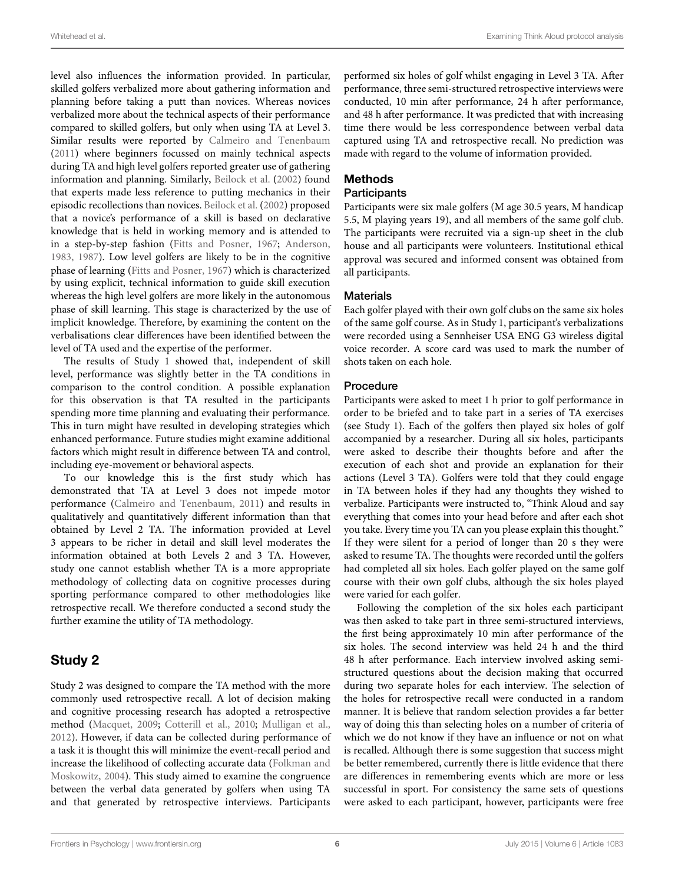level also influences the information provided. In particular, skilled golfers verbalized more about gathering information and planning before taking a putt than novices. Whereas novices verbalized more about the technical aspects of their performance compared to skilled golfers, but only when using TA at Level 3. Similar results were reported by Calmeiro and Tenenbaum (2011) where beginners focussed on mainly technical aspects during TA and high level golfers reported greater use of gathering information and planning. Similarly, Beilock et al. (2002) found that experts made less reference to putting mechanics in their episodic recollections than novices. Beilock et al. (2002) proposed that a novice's performance of a skill is based on declarative knowledge that is held in working memory and is attended to in a step-by-step fashion (Fitts and Posner, 1967; Anderson, 1983, 1987). Low level golfers are likely to be in the cognitive phase of learning (Fitts and Posner, 1967) which is characterized by using explicit, technical information to guide skill execution whereas the high level golfers are more likely in the autonomous phase of skill learning. This stage is characterized by the use of implicit knowledge. Therefore, by examining the content on the verbalisations clear differences have been identified between the level of TA used and the expertise of the performer.

The results of Study 1 showed that, independent of skill level, performance was slightly better in the TA conditions in comparison to the control condition. A possible explanation for this observation is that TA resulted in the participants spending more time planning and evaluating their performance. This in turn might have resulted in developing strategies which enhanced performance. Future studies might examine additional factors which might result in difference between TA and control, including eye-movement or behavioral aspects.

To our knowledge this is the first study which has demonstrated that TA at Level 3 does not impede motor performance (Calmeiro and Tenenbaum, 2011) and results in qualitatively and quantitatively different information than that obtained by Level 2 TA. The information provided at Level 3 appears to be richer in detail and skill level moderates the information obtained at both Levels 2 and 3 TA. However, study one cannot establish whether TA is a more appropriate methodology of collecting data on cognitive processes during sporting performance compared to other methodologies like retrospective recall. We therefore conducted a second study the further examine the utility of TA methodology.

## Study 2

Study 2 was designed to compare the TA method with the more commonly used retrospective recall. A lot of decision making and cognitive processing research has adopted a retrospective method (Macquet, 2009; Cotterill et al., 2010; Mulligan et al., 2012). However, if data can be collected during performance of a task it is thought this will minimize the event-recall period and increase the likelihood of collecting accurate data (Folkman and Moskowitz, 2004). This study aimed to examine the congruence between the verbal data generated by golfers when using TA and that generated by retrospective interviews. Participants performed six holes of golf whilst engaging in Level 3 TA. After performance, three semi-structured retrospective interviews were conducted, 10 min after performance, 24 h after performance, and 48 h after performance. It was predicted that with increasing time there would be less correspondence between verbal data captured using TA and retrospective recall. No prediction was made with regard to the volume of information provided.

### Methods

#### Participants

Participants were six male golfers (M age 30.5 years, M handicap 5.5, M playing years 19), and all members of the same golf club. The participants were recruited via a sign-up sheet in the club house and all participants were volunteers. Institutional ethical approval was secured and informed consent was obtained from all participants.

#### Materials

Each golfer played with their own golf clubs on the same six holes of the same golf course. As in Study 1, participant's verbalizations were recorded using a Sennheiser USA ENG G3 wireless digital voice recorder. A score card was used to mark the number of shots taken on each hole.

#### Procedure

Participants were asked to meet 1 h prior to golf performance in order to be briefed and to take part in a series of TA exercises (see Study 1). Each of the golfers then played six holes of golf accompanied by a researcher. During all six holes, participants were asked to describe their thoughts before and after the execution of each shot and provide an explanation for their actions (Level 3 TA). Golfers were told that they could engage in TA between holes if they had any thoughts they wished to verbalize. Participants were instructed to, "Think Aloud and say everything that comes into your head before and after each shot you take. Every time you TA can you please explain this thought." If they were silent for a period of longer than 20 s they were asked to resume TA. The thoughts were recorded until the golfers had completed all six holes. Each golfer played on the same golf course with their own golf clubs, although the six holes played were varied for each golfer.

Following the completion of the six holes each participant was then asked to take part in three semi-structured interviews, the first being approximately 10 min after performance of the six holes. The second interview was held 24 h and the third 48 h after performance. Each interview involved asking semi-structured questions about the decision making that occurred during two separate holes for each interview. The selection of the holes for retrospective recall were conducted in a random manner. It is believe that random selection provides a far better way of doing this than selecting holes on a number of criteria of which we do not know if they have an influence or not on what is recalled. Although there is some suggestion that success might be better remembered, currently there is little evidence that there are differences in remembering events which are more or less successful in sport. For consistency the same sets of questions were asked to each participant, however, participants were free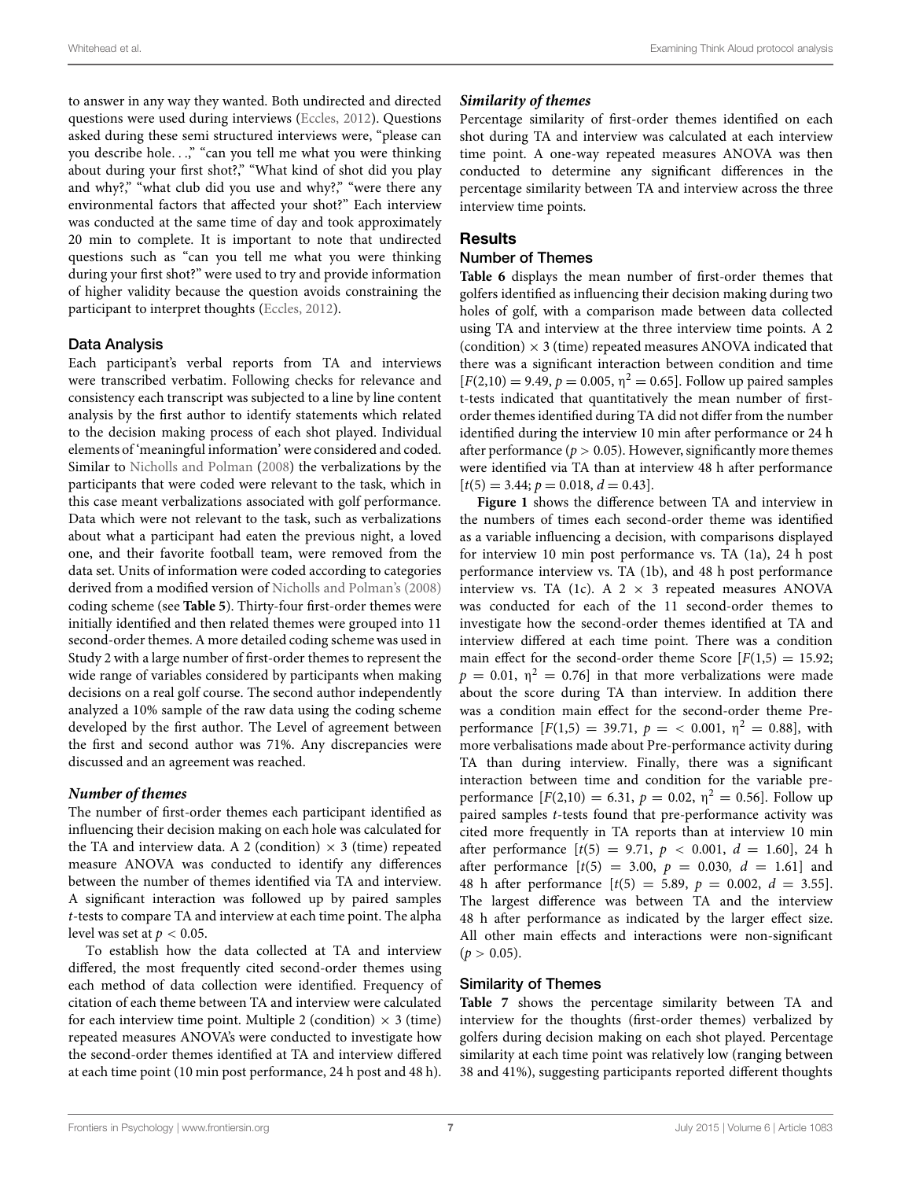to answer in any way they wanted. Both undirected and directed questions were used during interviews (Eccles, 2012). Questions asked during these semi structured interviews were, "please can you describe hole...," "can you tell me what you were thinking about during your first shot?," "What kind of shot did you play and why?," "what club did you use and why?," "were there any environmental factors that affected your shot?" Each interview was conducted at the same time of day and took approximately 20 min to complete. It is important to note that undirected questions such as "can you tell me what you were thinking during your first shot?" were used to try and provide information of higher validity because the question avoids constraining the participant to interpret thoughts (Eccles, 2012).

### Data Analysis

Each participant's verbal reports from TA and interviews were transcribed verbatim. Following checks for relevance and consistency each transcript was subjected to a line by line content analysis by the first author to identify statements which related to the decision making process of each shot played. Individual elements of 'meaningful information' were considered and coded. Similar to Nicholls and Polman (2008) the verbalizations by the participants that were coded were relevant to the task, which in this case meant verbalizations associated with golf performance. Data which were not relevant to the task, such as verbalizations about what a participant had eaten the previous night, a loved one, and their favorite football team, were removed from the data set. Units of information were coded according to categories derived from a modified version of Nicholls and Polman's (2008) coding scheme (see **Table 5**). Thirty-four first-order themes were initially identified and then related themes were grouped into 11 second-order themes. A more detailed coding scheme was used in Study 2 with a large number of first-order themes to represent the wide range of variables considered by participants when making decisions on a real golf course. The second author independently analyzed a 10% sample of the raw data using the coding scheme developed by the first author. The Level of agreement between the first and second author was 71%. Any discrepancies were discussed and an agreement was reached.

#### *Number of themes*

The number of first-order themes each participant identified as influencing their decision making on each hole was calculated for the TA and interview data. A 2 (condition) × 3 (time) repeated measure ANOVA was conducted to identify any differences between the number of themes identified via TA and interview. A significant interaction was followed up by paired samples *t*-tests to compare TA and interview at each time point. The alpha level was set at $p < 0.05$.

To establish how the data collected at TA and interview differed, the most frequently cited second-order themes using each method of data collection were identified. Frequency of citation of each theme between TA and interview were calculated for each interview time point. Multiple 2 (condition) × 3 (time) repeated measures ANOVA's were conducted to investigate how the second-order themes identified at TA and interview differed at each time point (10 min post performance, 24 h post and 48 h).

#### *Similarity of themes*

Percentage similarity of first-order themes identified on each shot during TA and interview was calculated at each interview time point. A one-way repeated measures ANOVA was then conducted to determine any significant differences in the percentage similarity between TA and interview across the three interview time points.

## Results

### Number of Themes

**Table 6** displays the mean number of first-order themes that golfers identified as influencing their decision making during two holes of golf, with a comparison made between data collected using TA and interview at the three interview time points. A 2 (condition) × 3 (time) repeated measures ANOVA indicated that there was a significant interaction between condition and time [$F(2,10) = 9.49$, $p = 0.005$, $\eta^2 = 0.65$]. Follow up paired samples t-tests indicated that quantitatively the mean number of first-order themes identified during TA did not differ from the number identified during the interview 10 min after performance or 24 h after performance ($p > 0.05$). However, significantly more themes were identified via TA than at interview 48 h after performance [$t(5) = 3.44$; $p = 0.018$, $d = 0.43$].

**Figure 1** shows the difference between TA and interview in the numbers of times each second-order theme was identified as a variable influencing a decision, with comparisons displayed for interview 10 min post performance vs. TA (1a), 24 h post performance interview vs. TA (1b), and 48 h post performance interview vs. TA (1c). A 2 × 3 repeated measures ANOVA was conducted for each of the 11 second-order themes to investigate how the second-order themes identified at TA and interview differed at each time point. There was a condition main effect for the second-order theme Score [$F(1,5) = 15.92$; $p = 0.01$, $\eta^2 = 0.76$] in that more verbalizations were made about the score during TA than interview. In addition there was a condition main effect for the second-order theme Pre-performance [$F(1,5) = 39.71$, $p = < 0.001$, $\eta^2 = 0.88$], with more verbalisations made about Pre-performance activity during TA than during interview. Finally, there was a significant interaction between time and condition for the variable pre-performance [$F(2,10) = 6.31$, $p = 0.02$, $\eta^2 = 0.56$]. Follow up paired samples *t*-tests found that pre-performance activity was cited more frequently in TA reports than at interview 10 min after performance [$t(5) = 9.71$, $p < 0.001$, $d = 1.60$], 24 h after performance [$t(5) = 3.00$, $p = 0.030$, $d = 1.61$] and 48 h after performance [$t(5) = 5.89$, $p = 0.002$, $d = 3.55$]. The largest difference was between TA and the interview 48 h after performance as indicated by the larger effect size. All other main effects and interactions were non-significant ($p > 0.05$).

### Similarity of Themes

**Table 7** shows the percentage similarity between TA and interview for the thoughts (first-order themes) verbalized by golfers during decision making on each shot played. Percentage similarity at each time point was relatively low (ranging between 38 and 41%), suggesting participants reported different thoughts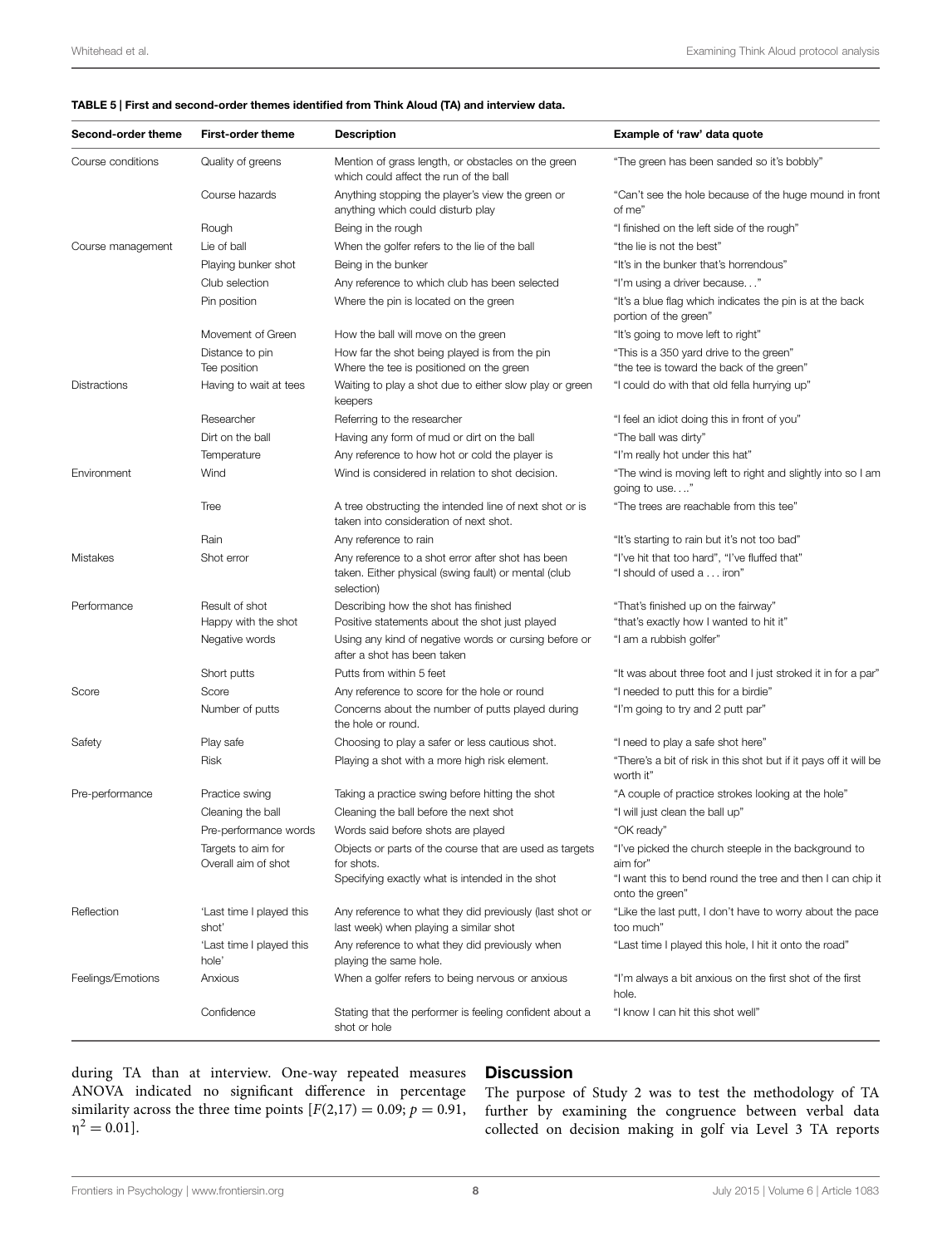**TABLE 5 | First and second-order themes identified from Think Aloud (TA) and interview data.**

| Second-order theme | First-order theme | Description | Example of 'raw' data quote |
|---|---|---|---|
| Course conditions | Quality of greens | Mention of grass length, or obstacles on the green which could affect the run of the ball | "The green has been sanded so it's bobbly" |
| | Course hazards | Anything stopping the player's view the green or anything which could disturb play | "Can't see the hole because of the huge mound in front of me" |
| | Rough | Being in the rough | "I finished on the left side of the rough" |
| Course management | Lie of ball | When the golfer refers to the lie of the ball | "the lie is not the best" |
| | Playing bunker shot | Being in the bunker | "It's in the bunker that's horrendous" |
| | Club selection | Any reference to which club has been selected | "I'm using a driver because…" |
| | Pin position | Where the pin is located on the green | "It's a blue flag which indicates the pin is at the back portion of the green" |
| | Movement of Green | How the ball will move on the green | "It's going to move left to right" |
| | Distance to pin | How far the shot being played is from the pin | "This is a 350 yard drive to the green" |
| | Tee position | Where the tee is positioned on the green | "the tee is toward the back of the green" |
| Distractions | Having to wait at tees | Waiting to play a shot due to either slow play or green keepers | "I could do with that old fella hurrying up" |
| | Researcher | Referring to the researcher | "I feel an idiot doing this in front of you" |
| | Dirt on the ball | Having any form of mud or dirt on the ball | "The ball was dirty" |
| | Temperature | Any reference to how hot or cold the player is | "I'm really hot under this hat" |
| Environment | Wind | Wind is considered in relation to shot decision. | "The wind is moving left to right and slightly into so I am going to use…." |
| | Tree | A tree obstructing the intended line of next shot or is taken into consideration of next shot. | "The trees are reachable from this tee" |
| | Rain | Any reference to rain | "It's starting to rain but it's not too bad" |
| Mistakes | Shot error | Any reference to a shot error after shot has been taken. Either physical (swing fault) or mental (club selection) | "I've hit that too hard", "I've fluffed that" "I should of used a … iron" |
| Performance | Result of shot | Describing how the shot has finished | "That's finished up on the fairway" |
| | Happy with the shot | Positive statements about the shot just played | "that's exactly how I wanted to hit it" |
| | Negative words | Using any kind of negative words or cursing before or after a shot has been taken | "I am a rubbish golfer" |
| | Short putts | Putts from within 5 feet | "It was about three foot and I just stroked it in for a par" |
| Score | Score | Any reference to score for the hole or round | "I needed to putt this for a birdie" |
| | Number of putts | Concerns about the number of putts played during the hole or round. | "I'm going to try and 2 putt par" |
| Safety | Play safe | Choosing to play a safer or less cautious shot. | "I need to play a safe shot here" |
| | Risk | Playing a shot with a more high risk element. | "There's a bit of risk in this shot but if it pays off it will be worth it" |
| Pre-performance | Practice swing | Taking a practice swing before hitting the shot | "A couple of practice strokes looking at the hole" |
| | Cleaning the ball | Cleaning the ball before the next shot | "I will just clean the ball up" |
| | Pre-performance words | Words said before shots are played | "OK ready" |
| | Targets to aim for | Objects or parts of the course that are used as targets for shots. | "I've picked the church steeple in the background to aim for" |
| | Overall aim of shot | Specifying exactly what is intended in the shot | "I want this to bend round the tree and then I can chip it onto the green" |
| Reflection | 'Last time I played this shot' | Any reference to what they did previously (last shot or last week) when playing a similar shot | "Like the last putt, I don't have to worry about the pace too much" |
| | 'Last time I played this hole' | Any reference to what they did previously when playing the same hole. | "Last time I played this hole, I hit it onto the road" |
| Feelings/Emotions | Anxious | When a golfer refers to being nervous or anxious | "I'm always a bit anxious on the first shot of the first hole. |
| | Confidence | Stating that the performer is feeling confident about a shot or hole | "I know I can hit this shot well" |

during TA than at interview. One-way repeated measures ANOVA indicated no significant difference in percentage similarity across the three time points [$F(2,17) = 0.09$; $p = 0.91$, $\eta^2 = 0.01$].

## Discussion

The purpose of Study 2 was to test the methodology of TA further by examining the congruence between verbal data collected on decision making in golf via Level 3 TA reports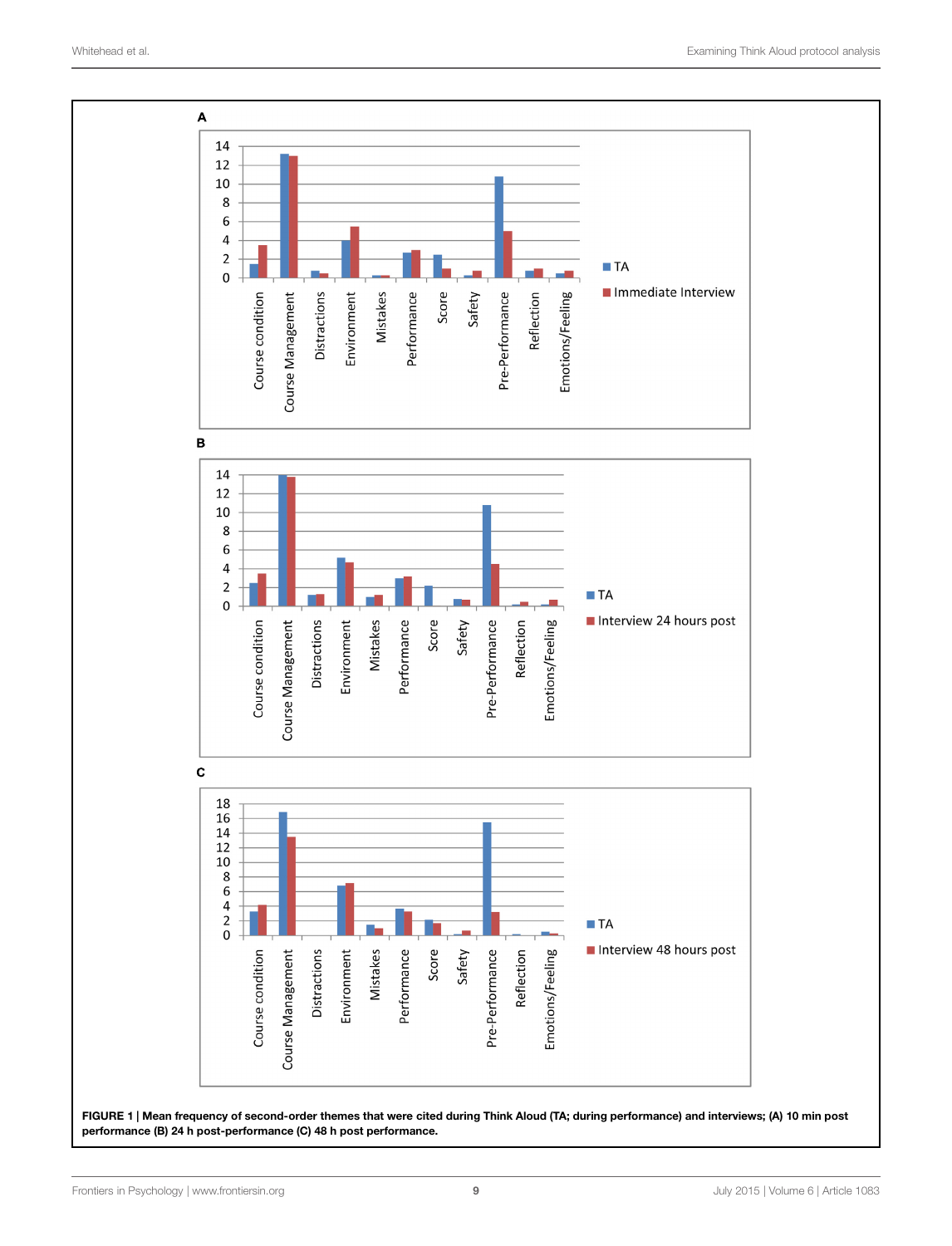**FIGURE 1 | Mean frequency of second-order themes that were cited during Think Aloud (TA; during performance) and interviews; (A) 10 min post performance (B) 24 h post-performance (C) 48 h post performance.**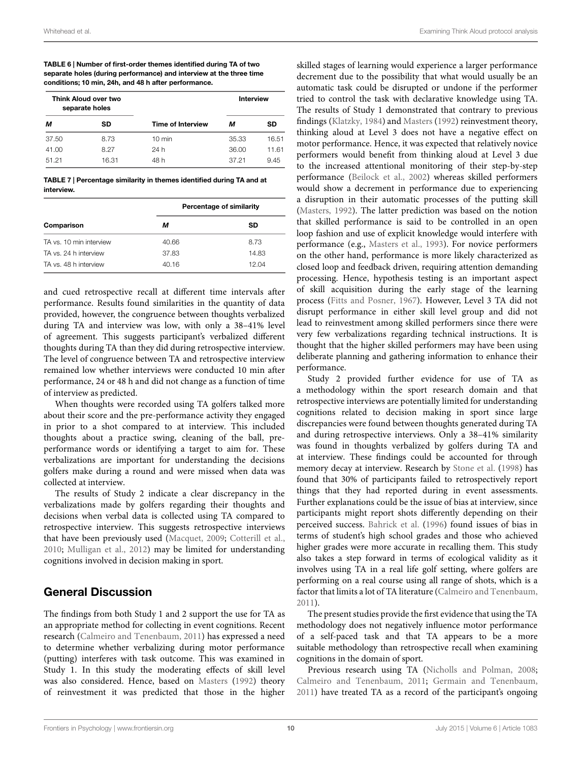**TABLE 6 | Number of first-order themes identified during TA of two separate holes (during performance) and interview at the three time conditions; 10 min, 24h, and 48 h after performance.**

| Think Aloud over two separate holes | | | Interview | |
|---|---|---|---|---|
| *M* | SD | Time of Interview | *M* | SD |
| 37.50 | 8.73 | 10 min | 35.33 | 16.51 |
| 41.00 | 8.27 | 24 h | 36.00 | 11.61 |
| 51.21 | 16.31 | 48 h | 37.21 | 9.45 |

**TABLE 7 | Percentage similarity in themes identified during TA and at interview.**

| | Percentage of similarity | |
|---|---|---|
| Comparison | *M* | SD |
| TA vs. 10 min interview | 40.66 | 8.73 |
| TA vs. 24 h interview | 37.83 | 14.83 |
| TA vs. 48 h interview | 40.16 | 12.04 |

and cued retrospective recall at different time intervals after performance. Results found similarities in the quantity of data provided, however, the congruence between thoughts verbalized during TA and interview was low, with only a 38–41% level of agreement. This suggests participant's verbalized different thoughts during TA than they did during retrospective interview. The level of congruence between TA and retrospective interview remained low whether interviews were conducted 10 min after performance, 24 or 48 h and did not change as a function of time of interview as predicted.

When thoughts were recorded using TA golfers talked more about their score and the pre-performance activity they engaged in prior to a shot compared to at interview. This included thoughts about a practice swing, cleaning of the ball, pre-performance words or identifying a target to aim for. These verbalizations are important for understanding the decisions golfers make during a round and were missed when data was collected at interview.

The results of Study 2 indicate a clear discrepancy in the verbalizations made by golfers regarding their thoughts and decisions when verbal data is collected using TA compared to retrospective interview. This suggests retrospective interviews that have been previously used (Macquet, 2009; Cotterill et al., 2010; Mulligan et al., 2012) may be limited for understanding cognitions involved in decision making in sport.

## General Discussion

The findings from both Study 1 and 2 support the use for TA as an appropriate method for collecting in event cognitions. Recent research (Calmeiro and Tenenbaum, 2011) has expressed a need to determine whether verbalizing during motor performance (putting) interferes with task outcome. This was examined in Study 1. In this study the moderating effects of skill level was also considered. Hence, based on Masters (1992) theory of reinvestment it was predicted that those in the higher skilled stages of learning would experience a larger performance decrement due to the possibility that what would usually be an automatic task could be disrupted or undone if the performer tried to control the task with declarative knowledge using TA. The results of Study 1 demonstrated that contrary to previous findings (Klatzky, 1984) and Masters (1992) reinvestment theory, thinking aloud at Level 3 does not have a negative effect on motor performance. Hence, it was expected that relatively novice performers would benefit from thinking aloud at Level 3 due to the increased attentional monitoring of their step-by-step performance (Beilock et al., 2002) whereas skilled performers would show a decrement in performance due to experiencing a disruption in their automatic processes of the putting skill (Masters, 1992). The latter prediction was based on the notion that skilled performance is said to be controlled in an open loop fashion and use of explicit knowledge would interfere with performance (e.g., Masters et al., 1993). For novice performers on the other hand, performance is more likely characterized as closed loop and feedback driven, requiring attention demanding processing. Hence, hypothesis testing is an important aspect of skill acquisition during the early stage of the learning process (Fitts and Posner, 1967). However, Level 3 TA did not disrupt performance in either skill level group and did not lead to reinvestment among skilled performers since there were very few verbalizations regarding technical instructions. It is thought that the higher skilled performers may have been using deliberate planning and gathering information to enhance their performance.

Study 2 provided further evidence for use of TA as a methodology within the sport research domain and that retrospective interviews are potentially limited for understanding cognitions related to decision making in sport since large discrepancies were found between thoughts generated during TA and during retrospective interviews. Only a 38–41% similarity was found in thoughts verbalized by golfers during TA and at interview. These findings could be accounted for through memory decay at interview. Research by Stone et al. (1998) has found that 30% of participants failed to retrospectively report things that they had reported during in event assessments. Further explanations could be the issue of bias at interview, since participants might report shots differently depending on their perceived success. Bahrick et al. (1996) found issues of bias in terms of student's high school grades and those who achieved higher grades were more accurate in recalling them. This study also takes a step forward in terms of ecological validity as it involves using TA in a real life golf setting, where golfers are performing on a real course using all range of shots, which is a factor that limits a lot of TA literature (Calmeiro and Tenenbaum, 2011).

The present studies provide the first evidence that using the TA methodology does not negatively influence motor performance of a self-paced task and that TA appears to be a more suitable methodology than retrospective recall when examining cognitions in the domain of sport.

Previous research using TA (Nicholls and Polman, 2008; Calmeiro and Tenenbaum, 2011; Germain and Tenenbaum, 2011) have treated TA as a record of the participant's ongoing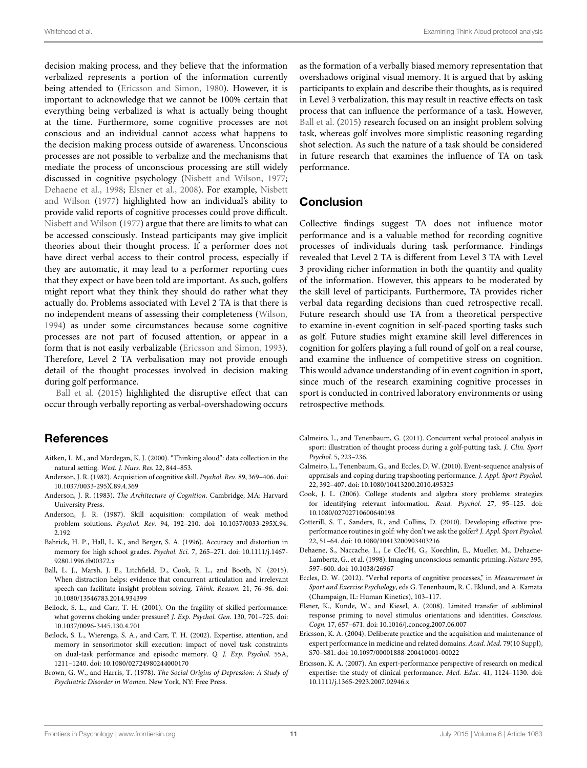decision making process, and they believe that the information verbalized represents a portion of the information currently being attended to (Ericsson and Simon, 1980). However, it is important to acknowledge that we cannot be 100% certain that everything being verbalized is what is actually being thought at the time. Furthermore, some cognitive processes are not conscious and an individual cannot access what happens to the decision making process outside of awareness. Unconscious processes are not possible to verbalize and the mechanisms that mediate the process of unconscious processing are still widely discussed in cognitive psychology (Nisbett and Wilson, 1977; Dehaene et al., 1998; Elsner et al., 2008). For example, Nisbett and Wilson (1977) highlighted how an individual's ability to provide valid reports of cognitive processes could prove difficult. Nisbett and Wilson (1977) argue that there are limits to what can be accessed consciously. Instead participants may give implicit theories about their thought process. If a performer does not have direct verbal access to their control process, especially if they are automatic, it may lead to a performer reporting cues that they expect or have been told are important. As such, golfers might report what they think they should do rather what they actually do. Problems associated with Level 2 TA is that there is no independent means of assessing their completeness (Wilson, 1994) as under some circumstances because some cognitive processes are not part of focused attention, or appear in a form that is not easily verbalizable (Ericsson and Simon, 1993). Therefore, Level 2 TA verbalisation may not provide enough detail of the thought processes involved in decision making during golf performance.

Ball et al. (2015) highlighted the disruptive effect that can occur through verbally reporting as verbal-overshadowing occurs as the formation of a verbally biased memory representation that overshadows original visual memory. It is argued that by asking participants to explain and describe their thoughts, as is required in Level 3 verbalization, this may result in reactive effects on task process that can influence the performance of a task. However, Ball et al. (2015) research focused on an insight problem solving task, whereas golf involves more simplistic reasoning regarding shot selection. As such the nature of a task should be considered in future research that examines the influence of TA on task performance.

## Conclusion

Collective findings suggest TA does not influence motor performance and is a valuable method for recording cognitive processes of individuals during task performance. Findings revealed that Level 2 TA is different from Level 3 TA with Level 3 providing richer information in both the quantity and quality of the information. However, this appears to be moderated by the skill level of participants. Furthermore, TA provides richer verbal data regarding decisions than cued retrospective recall. Future research should use TA from a theoretical perspective to examine in-event cognition in self-paced sporting tasks such as golf. Future studies might examine skill level differences in cognition for golfers playing a full round of golf on a real course, and examine the influence of competitive stress on cognition. This would advance understanding of in event cognition in sport, since much of the research examining cognitive processes in sport is conducted in contrived laboratory environments or using retrospective methods.

## References

Aitken, L. M., and Mardegan, K. J. (2000). "Thinking aloud": data collection in the natural setting. *West. J. Nurs. Res.* 22, 844–853.

Anderson, J. R. (1982). Acquisition of cognitive skill. *Psychol. Rev.* 89, 369–406. doi: 10.1037/0033-295X.89.4.369

Anderson, J. R. (1983). *The Architecture of Cognition*. Cambridge, MA: Harvard University Press.

Anderson, J. R. (1987). Skill acquisition: compilation of weak method problem solutions. *Psychol. Rev.* 94, 192–210. doi: 10.1037/0033-295X.94.2.192

Bahrick, H. P., Hall, L. K., and Berger, S. A. (1996). Accuracy and distortion in memory for high school grades. *Psychol. Sci.* 7, 265–271. doi: 10.1111/j.1467-9280.1996.tb00372.x

Ball, L. J., Marsh, J. E., Litchfield, D., Cook, R. L., and Booth, N. (2015). When distraction helps: evidence that concurrent articulation and irrelevant speech can facilitate insight problem solving. *Think. Reason.* 21, 76–96. doi: 10.1080/13546783.2014.934399

Beilock, S. L., and Carr, T. H. (2001). On the fragility of skilled performance: what governs choking under pressure? *J. Exp. Psychol. Gen.* 130, 701–725. doi: 10.1037/0096-3445.130.4.701

Beilock, S. L., Wierenga, S. A., and Carr, T. H. (2002). Expertise, attention, and memory in sensorimotor skill execution: impact of novel task constraints on dual-task performance and episodic memory. *Q. J. Exp. Psychol.* 55A, 1211–1240. doi: 10.1080/02724980244000170

Brown, G. W., and Harris, T. (1978). *The Social Origins of Depression: A Study of Psychiatric Disorder in Women*. New York, NY: Free Press.

Calmeiro, L., and Tenenbaum, G. (2011). Concurrent verbal protocol analysis in sport: illustration of thought process during a golf-putting task. *J. Clin. Sport Psychol.* 5, 223–236.

Calmeiro, L., Tenenbaum, G., and Eccles, D. W. (2010). Event-sequence analysis of appraisals and coping during trapshooting performance. *J. Appl. Sport Psychol.* 22, 392–407. doi: 10.1080/10413200.2010.495325

Cook, J. L. (2006). College students and algebra story problems: strategies for identifying relevant information. *Read. Psychol.* 27, 95–125. doi: 10.1080/02702710600640198

Cotterill, S. T., Sanders, R., and Collins, D. (2010). Developing effective pre-performance routines in golf: why don't we ask the golfer? *J. Appl. Sport Psychol.* 22, 51–64. doi: 10.1080/10413200903403216

Dehaene, S., Naccache, L., Le Clec'H, G., Koechlin, E., Mueller, M., Dehaene-Lambertz, G., et al. (1998). Imaging unconscious semantic priming. *Nature* 395, 597–600. doi: 10.1038/26967

Eccles, D. W. (2012). "Verbal reports of cognitive processes," in *Measurement in Sport and Exercise Psychology*, eds G. Tenenbaum, R. C. Eklund, and A. Kamata (Champaign, IL: Human Kinetics), 103–117.

Elsner, K., Kunde, W., and Kiesel, A. (2008). Limited transfer of subliminal response priming to novel stimulus orientations and identities. *Conscious. Cogn.* 17, 657–671. doi: 10.1016/j.concog.2007.06.007

Ericsson, K. A. (2004). Deliberate practice and the acquisition and maintenance of expert performance in medicine and related domains. *Acad. Med.* 79(10 Suppl), S70–S81. doi: 10.1097/00001888-200410001-00022

Ericsson, K. A. (2007). An expert-performance perspective of research on medical expertise: the study of clinical performance. *Med. Educ.* 41, 1124–1130. doi: 10.1111/j.1365-2923.2007.02946.x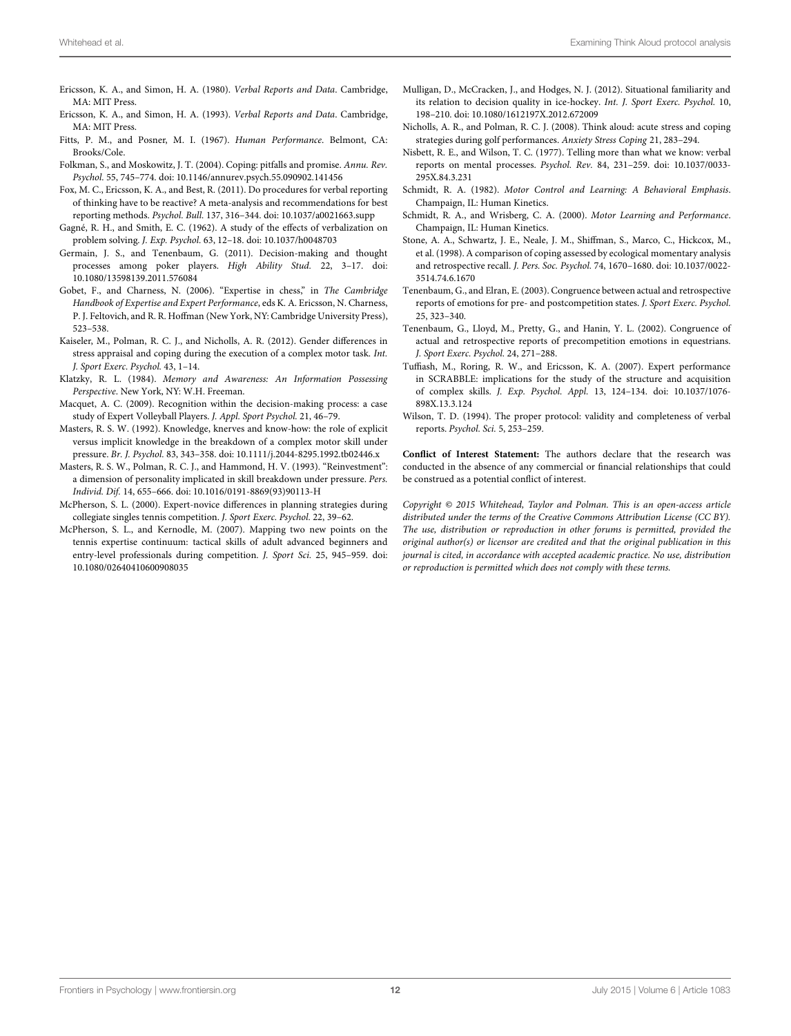Ericsson, K. A., and Simon, H. A. (1980). *Verbal Reports and Data*. Cambridge, MA: MIT Press.

Ericsson, K. A., and Simon, H. A. (1993). *Verbal Reports and Data*. Cambridge, MA: MIT Press.

Fitts, P. M., and Posner, M. I. (1967). *Human Performance*. Belmont, CA: Brooks/Cole.

Folkman, S., and Moskowitz, J. T. (2004). Coping: pitfalls and promise. *Annu. Rev. Psychol.* 55, 745–774. doi: 10.1146/annurev.psych.55.090902.141456

Fox, M. C., Ericsson, K. A., and Best, R. (2011). Do procedures for verbal reporting of thinking have to be reactive? A meta-analysis and recommendations for best reporting methods. *Psychol. Bull.* 137, 316–344. doi: 10.1037/a0021663.supp

Gagné, R. H., and Smith, E. C. (1962). A study of the effects of verbalization on problem solving. *J. Exp. Psychol.* 63, 12–18. doi: 10.1037/h0048703

Germain, J. S., and Tenenbaum, G. (2011). Decision-making and thought processes among poker players. *High Ability Stud.* 22, 3–17. doi: 10.1080/13598139.2011.576084

Gobet, F., and Charness, N. (2006). "Expertise in chess," in *The Cambridge Handbook of Expertise and Expert Performance*, eds K. A. Ericsson, N. Charness, P. J. Feltovich, and R. R. Hoffman (New York, NY: Cambridge University Press), 523–538.

Kaiseler, M., Polman, R. C. J., and Nicholls, A. R. (2012). Gender differences in stress appraisal and coping during the execution of a complex motor task. *Int. J. Sport Exerc. Psychol.* 43, 1–14.

Klatzky, R. L. (1984). *Memory and Awareness: An Information Possessing Perspective*. New York, NY: W.H. Freeman.

Macquet, A. C. (2009). Recognition within the decision-making process: a case study of Expert Volleyball Players. *J. Appl. Sport Psychol.* 21, 46–79.

Masters, R. S. W. (1992). Knowledge, knerves and know-how: the role of explicit versus implicit knowledge in the breakdown of a complex motor skill under pressure. *Br. J. Psychol.* 83, 343–358. doi: 10.1111/j.2044-8295.1992.tb02446.x

Masters, R. S. W., Polman, R. C. J., and Hammond, H. V. (1993). "Reinvestment": a dimension of personality implicated in skill breakdown under pressure. *Pers. Individ. Dif.* 14, 655–666. doi: 10.1016/0191-8869(93)90113-H

McPherson, S. L. (2000). Expert-novice differences in planning strategies during collegiate singles tennis competition. *J. Sport Exerc. Psychol.* 22, 39–62.

McPherson, S. L., and Kernodle, M. (2007). Mapping two new points on the tennis expertise continuum: tactical skills of adult advanced beginners and entry-level professionals during competition. *J. Sport Sci.* 25, 945–959. doi: 10.1080/02640410600908035

Mulligan, D., McCracken, J., and Hodges, N. J. (2012). Situational familiarity and its relation to decision quality in ice-hockey. *Int. J. Sport Exerc. Psychol.* 10, 198–210. doi: 10.1080/1612197X.2012.672009

Nicholls, A. R., and Polman, R. C. J. (2008). Think aloud: acute stress and coping strategies during golf performances. *Anxiety Stress Coping* 21, 283–294.

Nisbett, R. E., and Wilson, T. C. (1977). Telling more than what we know: verbal reports on mental processes. *Psychol. Rev.* 84, 231–259. doi: 10.1037/0033-295X.84.3.231

Schmidt, R. A. (1982). *Motor Control and Learning: A Behavioral Emphasis*. Champaign, IL: Human Kinetics.

Schmidt, R. A., and Wrisberg, C. A. (2000). *Motor Learning and Performance*. Champaign, IL: Human Kinetics.

Stone, A. A., Schwartz, J. E., Neale, J. M., Shiffman, S., Marco, C., Hickcox, M., et al. (1998). A comparison of coping assessed by ecological momentary analysis and retrospective recall. *J. Pers. Soc. Psychol.* 74, 1670–1680. doi: 10.1037/0022-3514.74.6.1670

Tenenbaum, G., and Elran, E. (2003). Congruence between actual and retrospective reports of emotions for pre- and postcompetition states. *J. Sport Exerc. Psychol.* 25, 323–340.

Tenenbaum, G., Lloyd, M., Pretty, G., and Hanin, Y. L. (2002). Congruence of actual and retrospective reports of precompetition emotions in equestrians. *J. Sport Exerc. Psychol.* 24, 271–288.

Tuffiash, M., Roring, R. W., and Ericsson, K. A. (2007). Expert performance in SCRABBLE: implications for the study of the structure and acquisition of complex skills. *J. Exp. Psychol. Appl.* 13, 124–134. doi: 10.1037/1076-898X.13.3.124

Wilson, T. D. (1994). The proper protocol: validity and completeness of verbal reports. *Psychol. Sci.* 5, 253–259.

**Conflict of Interest Statement:** The authors declare that the research was conducted in the absence of any commercial or financial relationships that could be construed as a potential conflict of interest.

*Copyright © 2015 Whitehead, Taylor and Polman. This is an open-access article distributed under the terms of the Creative Commons Attribution License (CC BY). The use, distribution or reproduction in other forums is permitted, provided the original author(s) or licensor are credited and that the original publication in this journal is cited, in accordance with accepted academic practice. No use, distribution or reproduction is permitted which does not comply with these terms.*